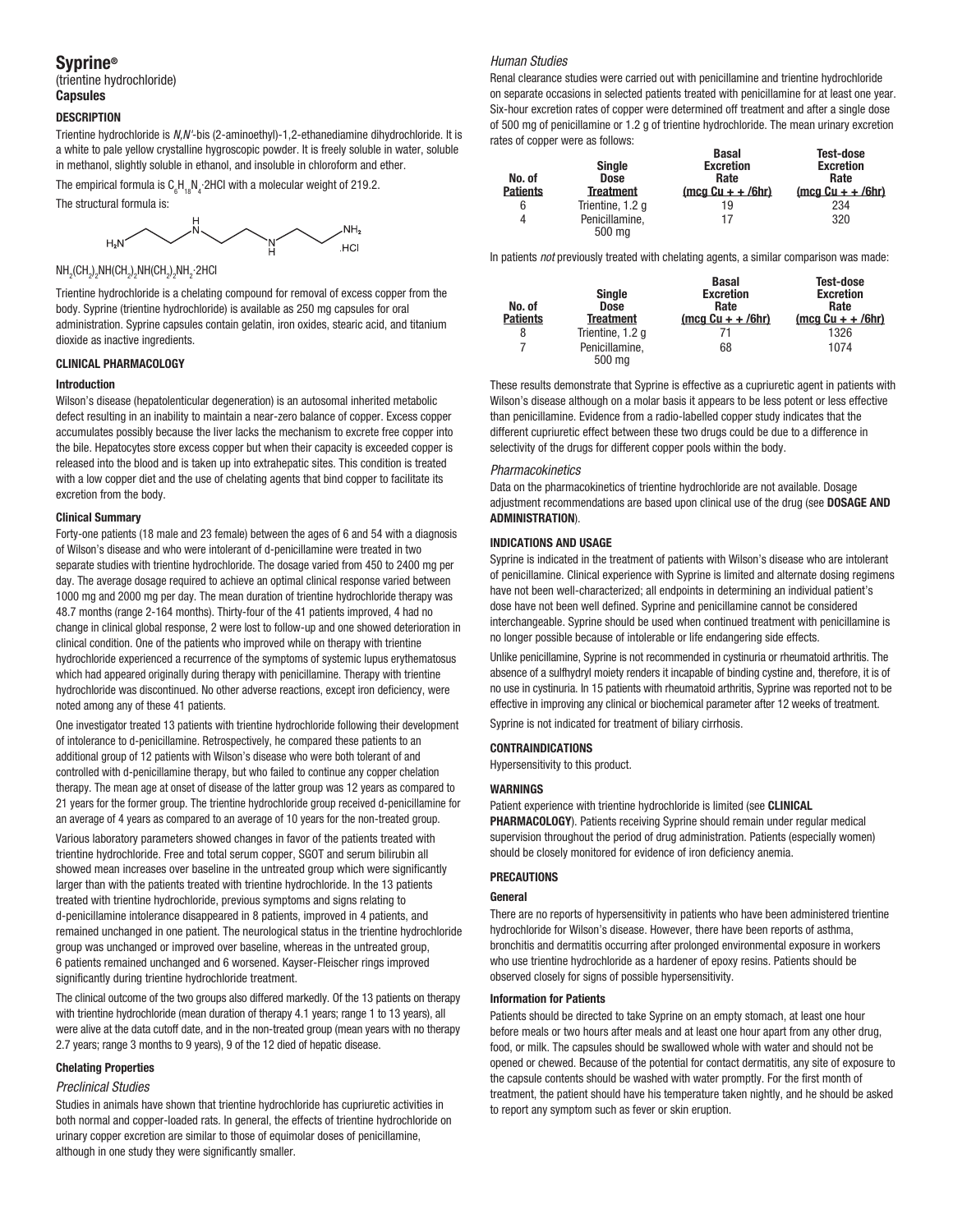## Syprine®

(trientine hydrochloride)
**Capsules**

### DESCRIPTION

Trientine hydrochloride is *N,N'*-bis (2-aminoethyl)-1,2-ethanediamine dihydrochloride. It is a white to pale yellow crystalline hygroscopic powder. It is freely soluble in water, soluble in methanol, slightly soluble in ethanol, and insoluble in chloroform and ether.

The empirical formula is $C_6H_{18}N_4 \cdot 2HCl$ with a molecular weight of 219.2.

The structural formula is:

$NH_2(CH_2)_2NH(CH_2)_2NH(CH_2)_2NH_2 \cdot 2HCl$

Trientine hydrochloride is a chelating compound for removal of excess copper from the body. Syprine (trientine hydrochloride) is available as 250 mg capsules for oral administration. Syprine capsules contain gelatin, iron oxides, stearic acid, and titanium dioxide as inactive ingredients.

### CLINICAL PHARMACOLOGY

#### Introduction

Wilson's disease (hepatolenticular degeneration) is an autosomal inherited metabolic defect resulting in an inability to maintain a near-zero balance of copper. Excess copper accumulates possibly because the liver lacks the mechanism to excrete free copper into the bile. Hepatocytes store excess copper but when their capacity is exceeded copper is released into the blood and is taken up into extrahepatic sites. This condition is treated with a low copper diet and the use of chelating agents that bind copper to facilitate its excretion from the body.

#### Clinical Summary

Forty-one patients (18 male and 23 female) between the ages of 6 and 54 with a diagnosis of Wilson's disease and who were intolerant of d-penicillamine were treated in two separate studies with trientine hydrochloride. The dosage varied from 450 to 2400 mg per day. The average dosage required to achieve an optimal clinical response varied between 1000 mg and 2000 mg per day. The mean duration of trientine hydrochloride therapy was 48.7 months (range 2-164 months). Thirty-four of the 41 patients improved, 4 had no change in clinical global response, 2 were lost to follow-up and one showed deterioration in clinical condition. One of the patients who improved while on therapy with trientine hydrochloride experienced a recurrence of the symptoms of systemic lupus erythematosus which had appeared originally during therapy with penicillamine. Therapy with trientine hydrochloride was discontinued. No other adverse reactions, except iron deficiency, were noted among any of these 41 patients.

One investigator treated 13 patients with trientine hydrochloride following their development of intolerance to d-penicillamine. Retrospectively, he compared these patients to an additional group of 12 patients with Wilson's disease who were both tolerant of and controlled with d-penicillamine therapy, but who failed to continue any copper chelation therapy. The mean age at onset of disease of the latter group was 12 years as compared to 21 years for the former group. The trientine hydrochloride group received d-penicillamine for an average of 4 years as compared to an average of 10 years for the non-treated group.

Various laboratory parameters showed changes in favor of the patients treated with trientine hydrochloride. Free and total serum copper, SGOT and serum bilirubin all showed mean increases over baseline in the untreated group which were significantly larger than with the patients treated with trientine hydrochloride. In the 13 patients treated with trientine hydrochloride, previous symptoms and signs relating to d-penicillamine intolerance disappeared in 8 patients, improved in 4 patients, and remained unchanged in one patient. The neurological status in the trientine hydrochloride group was unchanged or improved over baseline, whereas in the untreated group, 6 patients remained unchanged and 6 worsened. Kayser-Fleischer rings improved significantly during trientine hydrochloride treatment.

The clinical outcome of the two groups also differed markedly. Of the 13 patients on therapy with trientine hydrochloride (mean duration of therapy 4.1 years; range 1 to 13 years), all were alive at the data cutoff date, and in the non-treated group (mean years with no therapy 2.7 years; range 3 months to 9 years), 9 of the 12 died of hepatic disease.

#### Chelating Properties

*Preclinical Studies*

Studies in animals have shown that trientine hydrochloride has cupriuretic activities in both normal and copper-loaded rats. In general, the effects of trientine hydrochloride on urinary copper excretion are similar to those of equimolar doses of penicillamine, although in one study they were significantly smaller.

*Human Studies*

Renal clearance studies were carried out with penicillamine and trientine hydrochloride on separate occasions in selected patients treated with penicillamine for at least one year. Six-hour excretion rates of copper were determined off treatment and after a single dose of 500 mg of penicillamine or 1.2 g of trientine hydrochloride. The mean urinary excretion rates of copper were as follows:

| No. of Patients | Single Dose Treatment | Basal Excretion Rate (mcg Cu + + /6hr) | Test-dose Excretion Rate (mcg Cu + + /6hr) |
|---|---|---|---|
| 6 | Trientine, 1.2 g | 19 | 234 |
| 4 | Penicillamine, 500 mg | 17 | 320 |

In patients *not* previously treated with chelating agents, a similar comparison was made:

| No. of Patients | Single Dose Treatment | Basal Excretion Rate (mcg Cu + + /6hr) | Test-dose Excretion Rate (mcg Cu + + /6hr) |
|---|---|---|---|
| 8 | Trientine, 1.2 g | 71 | 1326 |
| 7 | Penicillamine, 500 mg | 68 | 1074 |

These results demonstrate that Syprine is effective as a cupriuretic agent in patients with Wilson's disease although on a molar basis it appears to be less potent or less effective than penicillamine. Evidence from a radio-labelled copper study indicates that the different cupriuretic effect between these two drugs could be due to a difference in selectivity of the drugs for different copper pools within the body.

*Pharmacokinetics*

Data on the pharmacokinetics of trientine hydrochloride are not available. Dosage adjustment recommendations are based upon clinical use of the drug (see **DOSAGE AND ADMINISTRATION**).

### INDICATIONS AND USAGE

Syprine is indicated in the treatment of patients with Wilson's disease who are intolerant of penicillamine. Clinical experience with Syprine is limited and alternate dosing regimens have not been well-characterized; all endpoints in determining an individual patient's dose have not been well defined. Syprine and penicillamine cannot be considered interchangeable. Syprine should be used when continued treatment with penicillamine is no longer possible because of intolerable or life endangering side effects.

Unlike penicillamine, Syprine is not recommended in cystinuria or rheumatoid arthritis. The absence of a sulfhydryl moiety renders it incapable of binding cystine and, therefore, it is of no use in cystinuria. In 15 patients with rheumatoid arthritis, Syprine was reported not to be effective in improving any clinical or biochemical parameter after 12 weeks of treatment.

Syprine is not indicated for treatment of biliary cirrhosis.

### CONTRAINDICATIONS

Hypersensitivity to this product.

### WARNINGS

Patient experience with trientine hydrochloride is limited (see **CLINICAL PHARMACOLOGY**). Patients receiving Syprine should remain under regular medical supervision throughout the period of drug administration. Patients (especially women) should be closely monitored for evidence of iron deficiency anemia.

### PRECAUTIONS

#### General

There are no reports of hypersensitivity in patients who have been administered trientine hydrochloride for Wilson's disease. However, there have been reports of asthma, bronchitis and dermatitis occurring after prolonged environmental exposure in workers who use trientine hydrochloride as a hardener of epoxy resins. Patients should be observed closely for signs of possible hypersensitivity.

#### Information for Patients

Patients should be directed to take Syprine on an empty stomach, at least one hour before meals or two hours after meals and at least one hour apart from any other drug, food, or milk. The capsules should be swallowed whole with water and should not be opened or chewed. Because of the potential for contact dermatitis, any site of exposure to the capsule contents should be washed with water promptly. For the first month of treatment, the patient should have his temperature taken nightly, and he should be asked to report any symptom such as fever or skin eruption.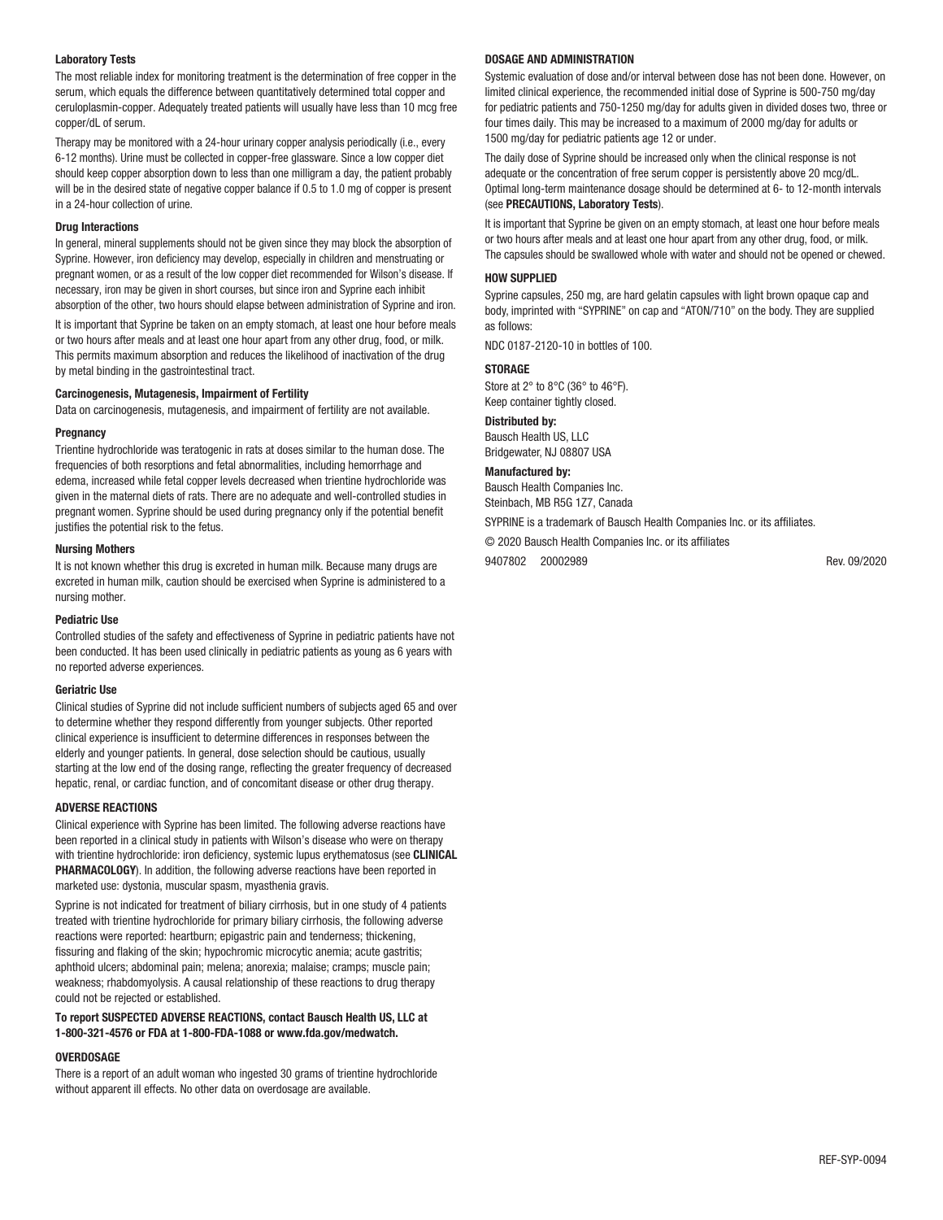### Laboratory Tests

The most reliable index for monitoring treatment is the determination of free copper in the serum, which equals the difference between quantitatively determined total copper and ceruloplasmin-copper. Adequately treated patients will usually have less than 10 mcg free copper/dL of serum.

Therapy may be monitored with a 24-hour urinary copper analysis periodically (i.e., every 6-12 months). Urine must be collected in copper-free glassware. Since a low copper diet should keep copper absorption down to less than one milligram a day, the patient probably will be in the desired state of negative copper balance if 0.5 to 1.0 mg of copper is present in a 24-hour collection of urine.

### Drug Interactions

In general, mineral supplements should not be given since they may block the absorption of Syprine. However, iron deficiency may develop, especially in children and menstruating or pregnant women, or as a result of the low copper diet recommended for Wilson's disease. If necessary, iron may be given in short courses, but since iron and Syprine each inhibit absorption of the other, two hours should elapse between administration of Syprine and iron.

It is important that Syprine be taken on an empty stomach, at least one hour before meals or two hours after meals and at least one hour apart from any other drug, food, or milk. This permits maximum absorption and reduces the likelihood of inactivation of the drug by metal binding in the gastrointestinal tract.

### Carcinogenesis, Mutagenesis, Impairment of Fertility

Data on carcinogenesis, mutagenesis, and impairment of fertility are not available.

### Pregnancy

Trientine hydrochloride was teratogenic in rats at doses similar to the human dose. The frequencies of both resorptions and fetal abnormalities, including hemorrhage and edema, increased while fetal copper levels decreased when trientine hydrochloride was given in the maternal diets of rats. There are no adequate and well-controlled studies in pregnant women. Syprine should be used during pregnancy only if the potential benefit justifies the potential risk to the fetus.

### Nursing Mothers

It is not known whether this drug is excreted in human milk. Because many drugs are excreted in human milk, caution should be exercised when Syprine is administered to a nursing mother.

### Pediatric Use

Controlled studies of the safety and effectiveness of Syprine in pediatric patients have not been conducted. It has been used clinically in pediatric patients as young as 6 years with no reported adverse experiences.

### Geriatric Use

Clinical studies of Syprine did not include sufficient numbers of subjects aged 65 and over to determine whether they respond differently from younger subjects. Other reported clinical experience is insufficient to determine differences in responses between the elderly and younger patients. In general, dose selection should be cautious, usually starting at the low end of the dosing range, reflecting the greater frequency of decreased hepatic, renal, or cardiac function, and of concomitant disease or other drug therapy.

## ADVERSE REACTIONS

Clinical experience with Syprine has been limited. The following adverse reactions have been reported in a clinical study in patients with Wilson's disease who were on therapy with trientine hydrochloride: iron deficiency, systemic lupus erythematosus (see **CLINICAL PHARMACOLOGY**). In addition, the following adverse reactions have been reported in marketed use: dystonia, muscular spasm, myasthenia gravis.

Syprine is not indicated for treatment of biliary cirrhosis, but in one study of 4 patients treated with trientine hydrochloride for primary biliary cirrhosis, the following adverse reactions were reported: heartburn; epigastric pain and tenderness; thickening, fissuring and flaking of the skin; hypochromic microcytic anemia; acute gastritis; aphthoid ulcers; abdominal pain; melena; anorexia; malaise; cramps; muscle pain; weakness; rhabdomyolysis. A causal relationship of these reactions to drug therapy could not be rejected or established.

**To report SUSPECTED ADVERSE REACTIONS, contact Bausch Health US, LLC at 1-800-321-4576 or FDA at 1-800-FDA-1088 or www.fda.gov/medwatch.**

## OVERDOSAGE

There is a report of an adult woman who ingested 30 grams of trientine hydrochloride without apparent ill effects. No other data on overdosage are available.

## DOSAGE AND ADMINISTRATION

Systemic evaluation of dose and/or interval between dose has not been done. However, on limited clinical experience, the recommended initial dose of Syprine is 500-750 mg/day for pediatric patients and 750-1250 mg/day for adults given in divided doses two, three or four times daily. This may be increased to a maximum of 2000 mg/day for adults or 1500 mg/day for pediatric patients age 12 or under.

The daily dose of Syprine should be increased only when the clinical response is not adequate or the concentration of free serum copper is persistently above 20 mcg/dL. Optimal long-term maintenance dosage should be determined at 6- to 12-month intervals (see **PRECAUTIONS, Laboratory Tests**).

It is important that Syprine be given on an empty stomach, at least one hour before meals or two hours after meals and at least one hour apart from any other drug, food, or milk. The capsules should be swallowed whole with water and should not be opened or chewed.

## HOW SUPPLIED

Syprine capsules, 250 mg, are hard gelatin capsules with light brown opaque cap and body, imprinted with "SYPRINE" on cap and "ATON/710" on the body. They are supplied as follows:

NDC 0187-2120-10 in bottles of 100.

## STORAGE

Store at 2° to 8°C (36° to 46°F).
Keep container tightly closed.

**Distributed by:**
Bausch Health US, LLC
Bridgewater, NJ 08807 USA

**Manufactured by:**
Bausch Health Companies Inc.
Steinbach, MB R5G 1Z7, Canada

SYPRINE is a trademark of Bausch Health Companies Inc. or its affiliates.

© 2020 Bausch Health Companies Inc. or its affiliates

9407802 20002989 Rev. 09/2020

REF-SYP-0094